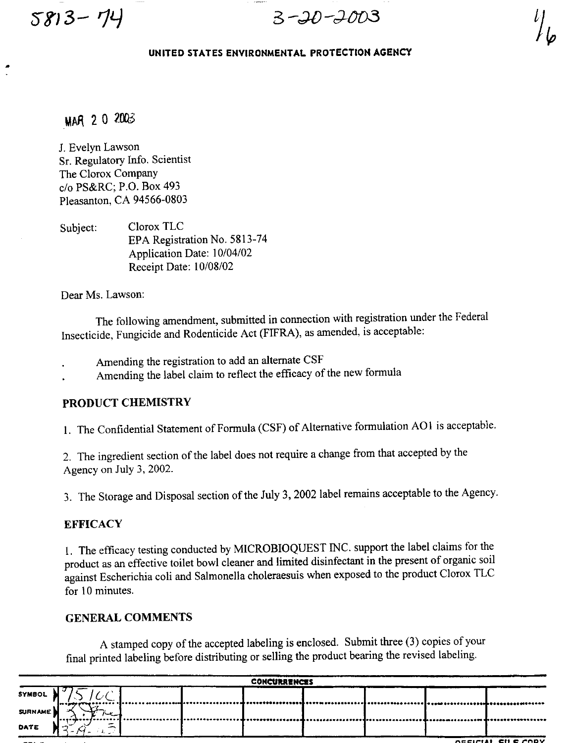5813-74 3-20-2003

UNITED STATES ENVIRONMENTAL PROTECTION AGENCY

MAR 2 0 2003

J. Evelyn Lawson
Sr. Regulatory Info. Scientist
The Clorox Company
c/o PS&RC; P.O. Box 493
Pleasanton, CA 94566-0803

Subject: Clorox TLC
EPA Registration No. 5813-74
Application Date: 10/04/02
Receipt Date: 10/08/02

Dear Ms. Lawson:

The following amendment, submitted in connection with registration under the Federal Insecticide, Fungicide and Rodenticide Act (FIFRA), as amended, is acceptable:

- Amending the registration to add an alternate CSF
- Amending the label claim to reflect the efficacy of the new formula

## PRODUCT CHEMISTRY

1. The Confidential Statement of Formula (CSF) of Alternative formulation AO1 is acceptable.

2. The ingredient section of the label does not require a change from that accepted by the Agency on July 3, 2002.

3. The Storage and Disposal section of the July 3, 2002 label remains acceptable to the Agency.

## EFFICACY

1. The efficacy testing conducted by MICROBIOQUEST INC. support the label claims for the product as an effective toilet bowl cleaner and limited disinfectant in the present of organic soil against Escherichia coli and Salmonella choleraesuis when exposed to the product Clorox TLC for 10 minutes.

## GENERAL COMMENTS

A stamped copy of the accepted labeling is enclosed. Submit three (3) copies of your final printed labeling before distributing or selling the product bearing the revised labeling.

| CONCURRENCES | | | | | | | | |
|---|---|---|---|---|---|---|---|---|
| SYMBOL | 7510C | | | | | | | |
| SURNAME | | | | | | | | |
| DATE | 3-19-03 | | | | | | | |

OFFICIAL FILE COPY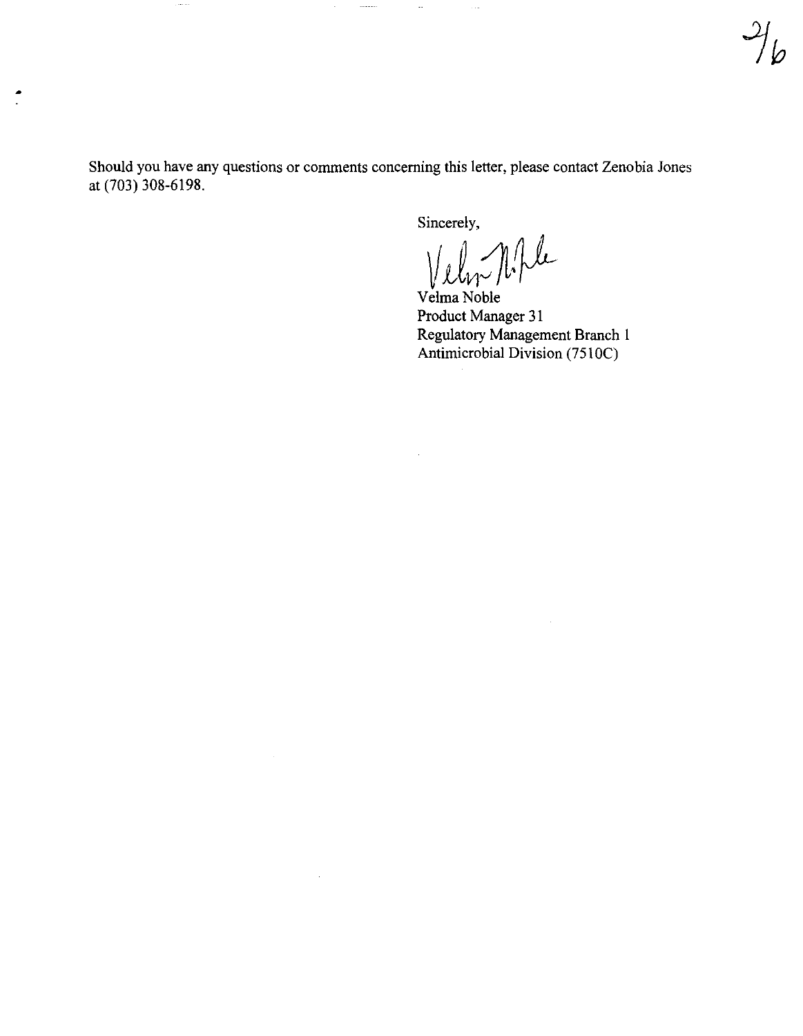Should you have any questions or comments concerning this letter, please contact Zenobia Jones at (703) 308-6198.

Sincerely,

Velma Noble
Product Manager 31
Regulatory Management Branch 1
Antimicrobial Division (7510C)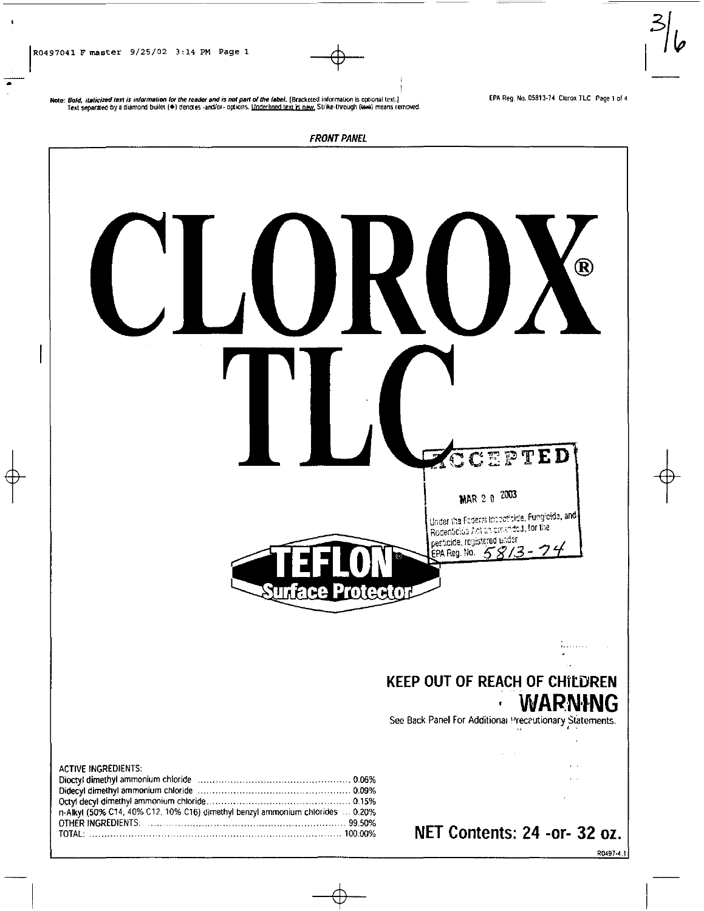**Note:** ***Bold, italicized text is information for the reader and is not part of the label.*** [Bracketed information is optional text.]
Text separated by a diamond bullet (◆) denotes -and/or- options. Underlined text is new. Strike-through (~~text~~) means removed.

EPA Reg. No. 05813-74 Clorox TLC Page 1 of 4

***FRONT PANEL***

# CLOROX®
# TLC

ACCEPTED
MAR 20 2003
Under the Federal Insecticide, Fungicide, and Rodenticide Act as amended, for the pesticide, registered under EPA Reg. No. 5813-74

**TEFLON® Surface Protector**

**KEEP OUT OF REACH OF CHILDREN**

**WARNING**

See Back Panel For Additional Precautionary Statements.

| ACTIVE INGREDIENTS: | |
|---|---|
| Dioctyl dimethyl ammonium chloride | 0.06% |
| Didecyl dimethyl ammonium chloride | 0.09% |
| Octyl decyl dimethyl ammonium chloride | 0.15% |
| n-Alkyl (50% C14, 40% C12, 10% C16) dimethyl benzyl ammonium chlorides | 0.20% |
| OTHER INGREDIENTS: | 99.50% |
| TOTAL: | 100.00% |

**NET Contents: 24 -or- 32 oz.**

R0497-4.1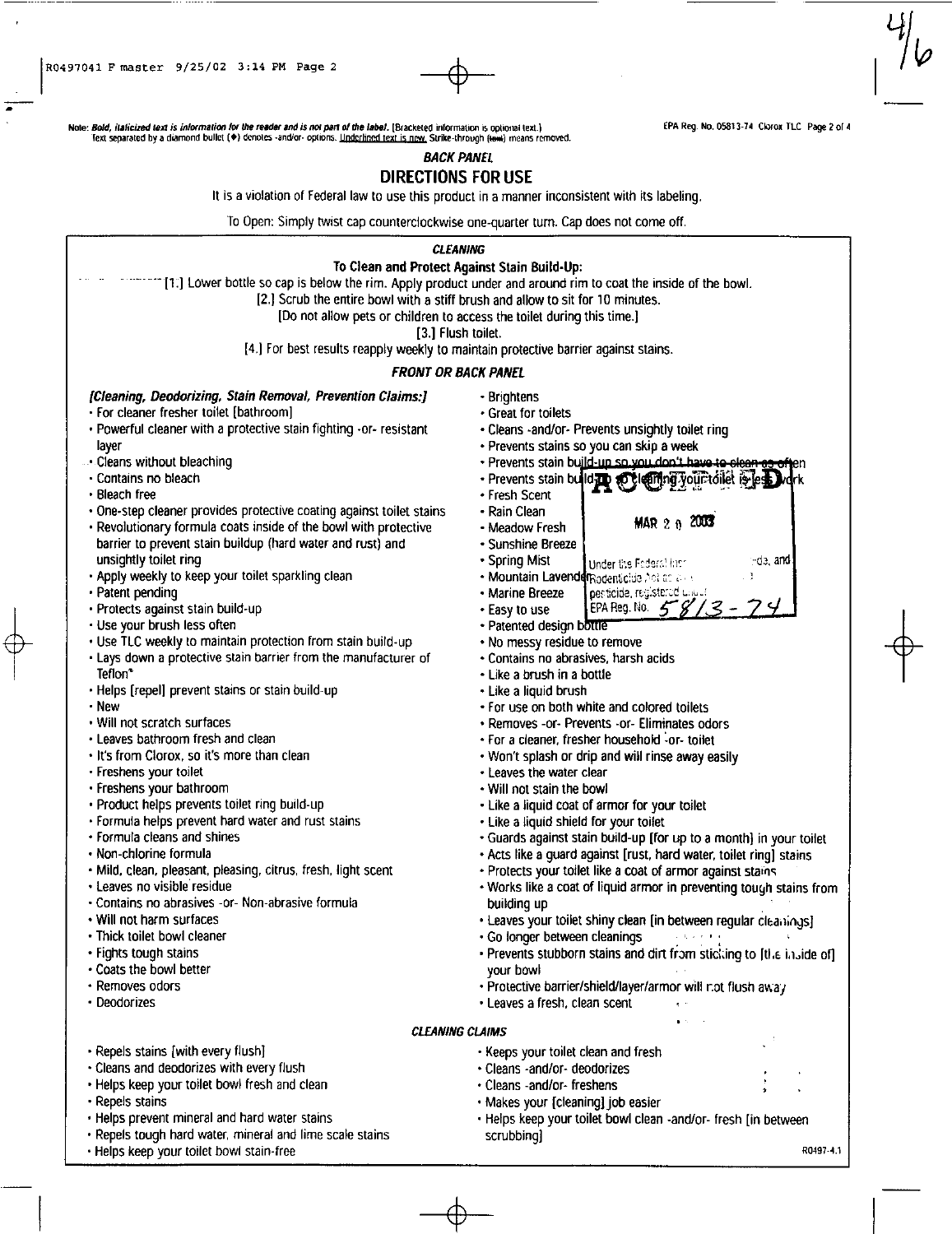Note: ***Bold, italicized text is information for the reader and is not part of the label.*** [Bracketed information is optional text.] Text separated by a diamond bullet (♦) denotes -and/or- options. Underlined text is new. Strike-through (text) means removed.

EPA Reg. No. 05813-74 Clorox TLC Page 2 of 4

***BACK PANEL***

## DIRECTIONS FOR USE

It is a violation of Federal law to use this product in a manner inconsistent with its labeling.

To Open: Simply twist cap counterclockwise one-quarter turn. Cap does not come off.

***CLEANING***

**To Clean and Protect Against Stain Build-Up:**

[1.] Lower bottle so cap is below the rim. Apply product under and around rim to coat the inside of the bowl.
[2.] Scrub the entire bowl with a stiff brush and allow to sit for 10 minutes.
[Do not allow pets or children to access the toilet during this time.]
[3.] Flush toilet.
[4.] For best results reapply weekly to maintain protective barrier against stains.

***FRONT OR BACK PANEL***

***[Cleaning, Deodorizing, Stain Removal, Prevention Claims:]***

- For cleaner fresher toilet [bathroom]
- Powerful cleaner with a protective stain fighting -or- resistant layer
- Cleans without bleaching
- Contains no bleach
- Bleach free
- One-step cleaner provides protective coating against toilet stains
- Revolutionary formula coats inside of the bowl with protective barrier to prevent stain buildup (hard water and rust) and unsightly toilet ring
- Apply weekly to keep your toilet sparkling clean
- Patent pending
- Protects against stain build-up
- Use your brush less often
- Use TLC weekly to maintain protection from stain build-up
- Lays down a protective stain barrier from the manufacturer of Teflon*
- Helps [repel] prevent stains or stain build-up
- New
- Will not scratch surfaces
- Leaves bathroom fresh and clean
- It's from Clorox, so it's more than clean
- Freshens your toilet
- Freshens your bathroom
- Product helps prevents toilet ring build-up
- Formula helps prevent hard water and rust stains
- Formula cleans and shines
- Non-chlorine formula
- Mild, clean, pleasant, pleasing, citrus, fresh, light scent
- Leaves no visible residue
- Contains no abrasives -or- Non-abrasive formula
- Will not harm surfaces
- Thick toilet bowl cleaner
- Fights tough stains
- Coats the bowl better
- Removes odors
- Deodorizes
- Brightens
- Great for toilets
- Cleans -and/or- Prevents unsightly toilet ring
- Prevents stains so you can skip a week
- ~~Prevents stain build-up so you don't have to clean as often~~
- ~~Prevents stain build-up so cleaning your toilet is less work~~
- Fresh Scent
- Rain Clean
- Meadow Fresh
- Sunshine Breeze
- Spring Mist
- Mountain Lavender
- Marine Breeze
- Easy to use
- Patented design bottle
- No messy residue to remove
- Contains no abrasives, harsh acids
- Like a brush in a bottle
- Like a liquid brush
- For use on both white and colored toilets
- Removes -or- Prevents -or- Eliminates odors
- For a cleaner, fresher household -or- toilet
- Won't splash or drip and will rinse away easily
- Leaves the water clear
- Will not stain the bowl
- Like a liquid coat of armor for your toilet
- Like a liquid shield for your toilet
- Guards against stain build-up [for up to a month] in your toilet
- Acts like a guard against [rust, hard water, toilet ring] stains
- Protects your toilet like a coat of armor against stains
- Works like a coat of liquid armor in preventing tough stains from building up
- Leaves your toilet shiny clean [in between regular cleanings]
- Go longer between cleanings
- Prevents stubborn stains and dirt from sticking to [the inside of] your bowl
- Protective barrier/shield/layer/armor will not flush away
- Leaves a fresh, clean scent

ACCEPTED
MAR 20 2003
Under the Federal Insecticide, Fungicide, and Rodenticide Act as amended, for the pesticide, registered under EPA Reg. No. 5813-74

***CLEANING CLAIMS***

- Repels stains [with every flush]
- Cleans and deodorizes with every flush
- Helps keep your toilet bowl fresh and clean
- Repels stains
- Helps prevent mineral and hard water stains
- Repels tough hard water, mineral and lime scale stains
- Helps keep your toilet bowl stain-free
- Keeps your toilet clean and fresh
- Cleans -and/or- deodorizes
- Cleans -and/or- freshens
- Makes your [cleaning] job easier
- Helps keep your toilet bowl clean -and/or- fresh [in between scrubbing]

R0497-4.1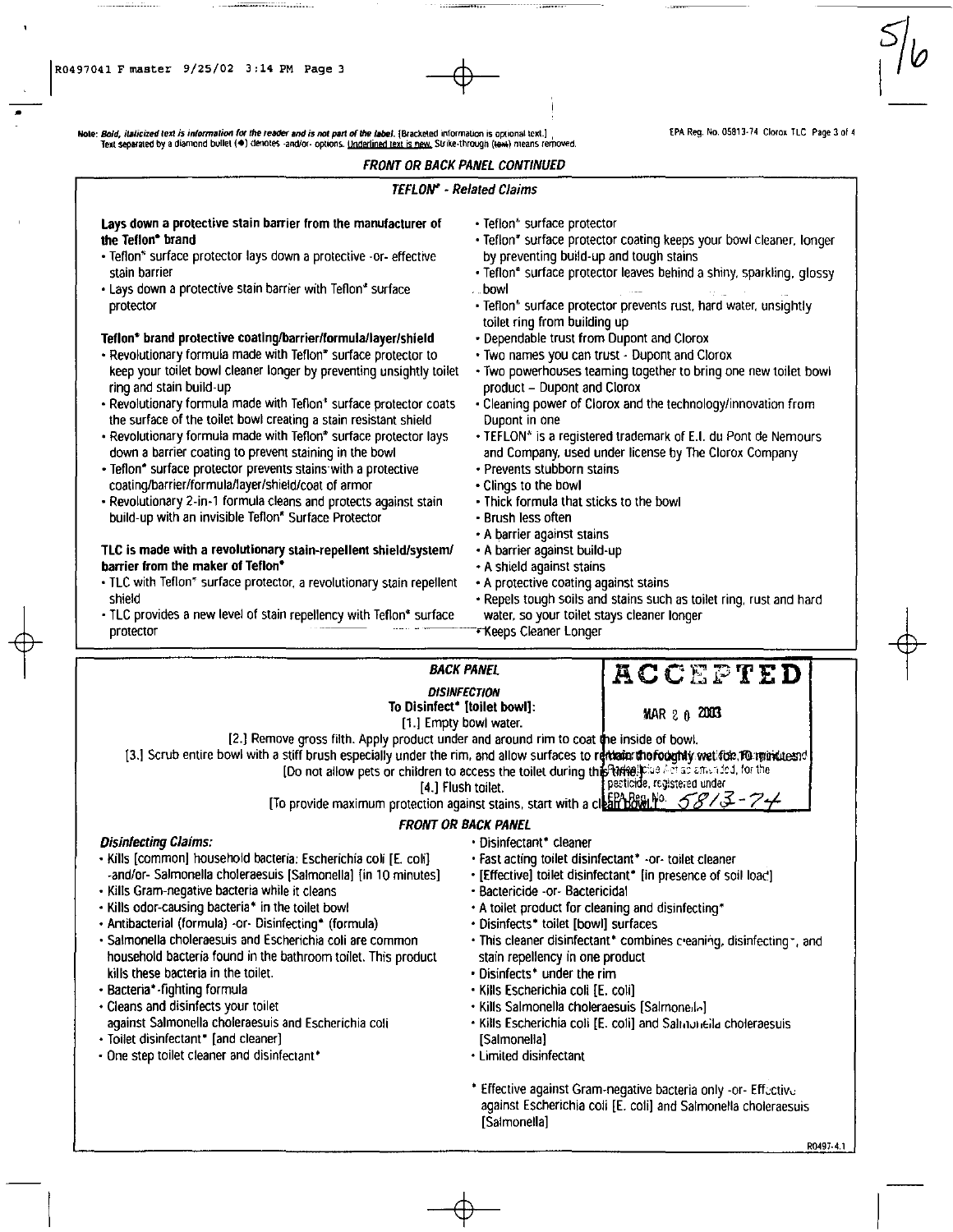**Note: *Bold, italicized text is information for the reader and is not part of the label.*** [Bracketed information is optional text.] Text separated by a diamond bullet (◆) denotes -and/or- options. Underlined text is new. Strike-through (text) means removed.

EPA Reg. No. 05813-74 Clorox TLC Page 3 of 4

***FRONT OR BACK PANEL CONTINUED***

***TEFLON* - Related Claims***

**Lays down a protective stain barrier from the manufacturer of the Teflon* brand**

- Teflon* surface protector lays down a protective -or- effective stain barrier
- Lays down a protective stain barrier with Teflon* surface protector

**Teflon* brand protective coating/barrier/formula/layer/shield**

- Revolutionary formula made with Teflon* surface protector to keep your toilet bowl cleaner longer by preventing unsightly toilet ring and stain build-up
- Revolutionary formula made with Teflon* surface protector coats the surface of the toilet bowl creating a stain resistant shield
- Revolutionary formula made with Teflon* surface protector lays down a barrier coating to prevent staining in the bowl
- Teflon* surface protector prevents stains with a protective coating/barrier/formula/layer/shield/coat of armor
- Revolutionary 2-in-1 formula cleans and protects against stain build-up with an invisible Teflon* Surface Protector

**TLC is made with a revolutionary stain-repellent shield/system/ barrier from the maker of Teflon***

- TLC with Teflon* surface protector, a revolutionary stain repellent shield
- TLC provides a new level of stain repellency with Teflon* surface protector
- Teflon* surface protector
- Teflon* surface protector coating keeps your bowl cleaner, longer by preventing build-up and tough stains
- Teflon* surface protector leaves behind a shiny, sparkling, glossy bowl
- Teflon* surface protector prevents rust, hard water, unsightly toilet ring from building up
- Dependable trust from Dupont and Clorox
- Two names you can trust - Dupont and Clorox
- Two powerhouses teaming together to bring one new toilet bowl product – Dupont and Clorox
- Cleaning power of Clorox and the technology/innovation from Dupont in one
- TEFLON* is a registered trademark of E.I. du Pont de Nemours and Company, used under license by The Clorox Company
- Prevents stubborn stains
- Clings to the bowl
- Thick formula that sticks to the bowl
- Brush less often
- A barrier against stains
- A barrier against build-up
- A shield against stains
- A protective coating against stains
- Repels tough soils and stains such as toilet ring, rust and hard water, so your toilet stays cleaner longer
- Keeps Cleaner Longer

***BACK PANEL***

ACCEPTED
MAR 20 2003
Under the Federal Insecticide, Fungicide, and Rodenticide Act as amended, for the pesticide, registered under EPA Reg. No. 5813-74

***DISINFECTION***

**To Disinfect* [toilet bowl]:**

[1.] Empty bowl water.

[2.] Remove gross filth. Apply product under and around rim to coat the inside of bowl.

[3.] Scrub entire bowl with a stiff brush especially under the rim, and allow surfaces to remain thoroughly wet for 10 minutes.

[Do not allow pets or children to access the toilet during this time.]

[4.] Flush toilet.

[To provide maximum protection against stains, start with a clean bowl.]

***FRONT OR BACK PANEL***

***Disinfecting Claims:***

- Kills [common] household bacteria: Escherichia coli [E. coli] -and/or- Salmonella choleraesuis [Salmonella] [in 10 minutes]
- Kills Gram-negative bacteria while it cleans
- Kills odor-causing bacteria* in the toilet bowl
- Antibacterial (formula) -or- Disinfecting* (formula)
- Salmonella choleraesuis and Escherichia coli are common household bacteria found in the bathroom toilet. This product kills these bacteria in the toilet.
- Bacteria*-fighting formula
- Cleans and disinfects your toilet against Salmonella choleraesuis and Escherichia coli
- Toilet disinfectant* [and cleaner]
- One step toilet cleaner and disinfectant*
- Disinfectant* cleaner
- Fast acting toilet disinfectant* -or- toilet cleaner
- [Effective] toilet disinfectant* [in presence of soil load]
- Bactericide -or- Bactericidal
- A toilet product for cleaning and disinfecting*
- Disinfects* toilet [bowl] surfaces
- This cleaner disinfectant* combines cleaning, disinfecting*, and stain repellency in one product
- Disinfects* under the rim
- Kills Escherichia coli [E. coli]
- Kills Salmonella choleraesuis [Salmonella]
- Kills Escherichia coli [E. coli] and Salmonella choleraesuis [Salmonella]
- Limited disinfectant

\* Effective against Gram-negative bacteria only -or- Effective against Escherichia coli [E. coli] and Salmonella choleraesuis [Salmonella]

R0497-4.1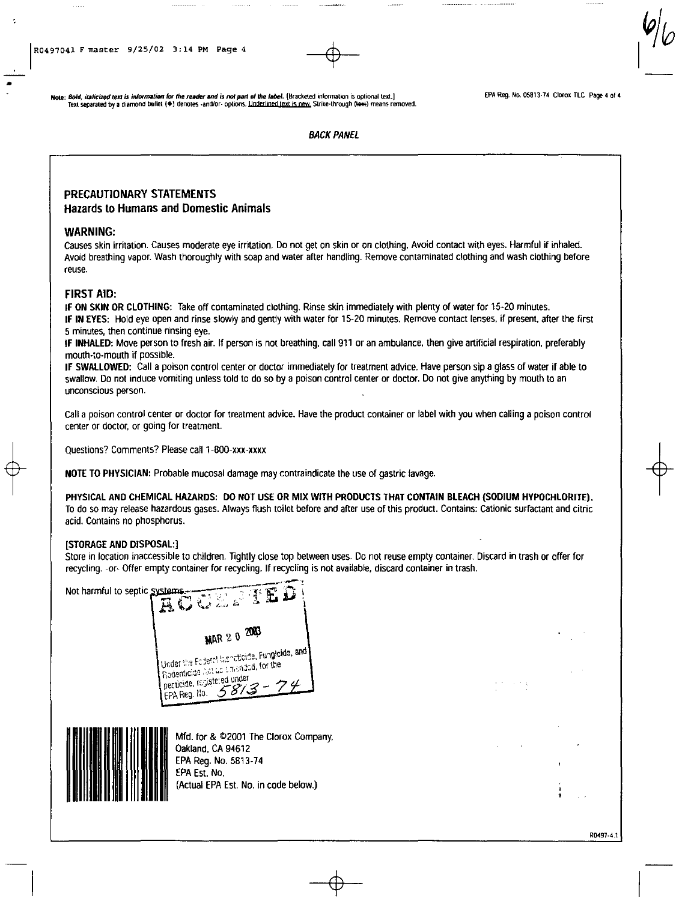Note: ***Bold, italicized text is information for the reader and is not part of the label.*** [Bracketed information is optional text.]
Text separated by a diamond bullet (♦) denotes -and/or- options. Underlined text is new. Strike-through (~~text~~) means removed.

EPA Reg. No. 05813-74 Clorox TLC Page 4 of 4

***BACK PANEL***

## PRECAUTIONARY STATEMENTS
## Hazards to Humans and Domestic Animals

### WARNING:

Causes skin irritation. Causes moderate eye irritation. Do not get on skin or on clothing. Avoid contact with eyes. Harmful if inhaled. Avoid breathing vapor. Wash thoroughly with soap and water after handling. Remove contaminated clothing and wash clothing before reuse.

### FIRST AID:

**IF ON SKIN OR CLOTHING:** Take off contaminated clothing. Rinse skin immediately with plenty of water for 15-20 minutes.
**IF IN EYES:** Hold eye open and rinse slowly and gently with water for 15-20 minutes. Remove contact lenses, if present, after the first 5 minutes, then continue rinsing eye.
**IF INHALED:** Move person to fresh air. If person is not breathing, call 911 or an ambulance, then give artificial respiration, preferably mouth-to-mouth if possible.
**IF SWALLOWED:** Call a poison control center or doctor immediately for treatment advice. Have person sip a glass of water if able to swallow. Do not induce vomiting unless told to do so by a poison control center or doctor. Do not give anything by mouth to an unconscious person.

Call a poison control center or doctor for treatment advice. Have the product container or label with you when calling a poison control center or doctor, or going for treatment.

Questions? Comments? Please call 1-800-xxx-xxxx

**NOTE TO PHYSICIAN:** Probable mucosal damage may contraindicate the use of gastric lavage.

**PHYSICAL AND CHEMICAL HAZARDS: DO NOT USE OR MIX WITH PRODUCTS THAT CONTAIN BLEACH (SODIUM HYPOCHLORITE).** To do so may release hazardous gases. Always flush toilet before and after use of this product. Contains: Cationic surfactant and citric acid. Contains no phosphorus.

**[STORAGE AND DISPOSAL:]**
Store in location inaccessible to children. Tightly close top between uses. Do not reuse empty container. Discard in trash or offer for recycling. -or- Offer empty container for recycling. If recycling is not available, discard container in trash.

Not harmful to septic systems.

ACCEPTED
MAR 20 2003
Under the Federal Insecticide, Fungicide, and Rodenticide Act as amended, for the pesticide, registered under EPA Reg. No. 5813-74

Mfd. for & ©2001 The Clorox Company,
Oakland, CA 94612
EPA Reg. No. 5813-74
EPA Est. No.
(Actual EPA Est. No. in code below.)

R0497-4.1